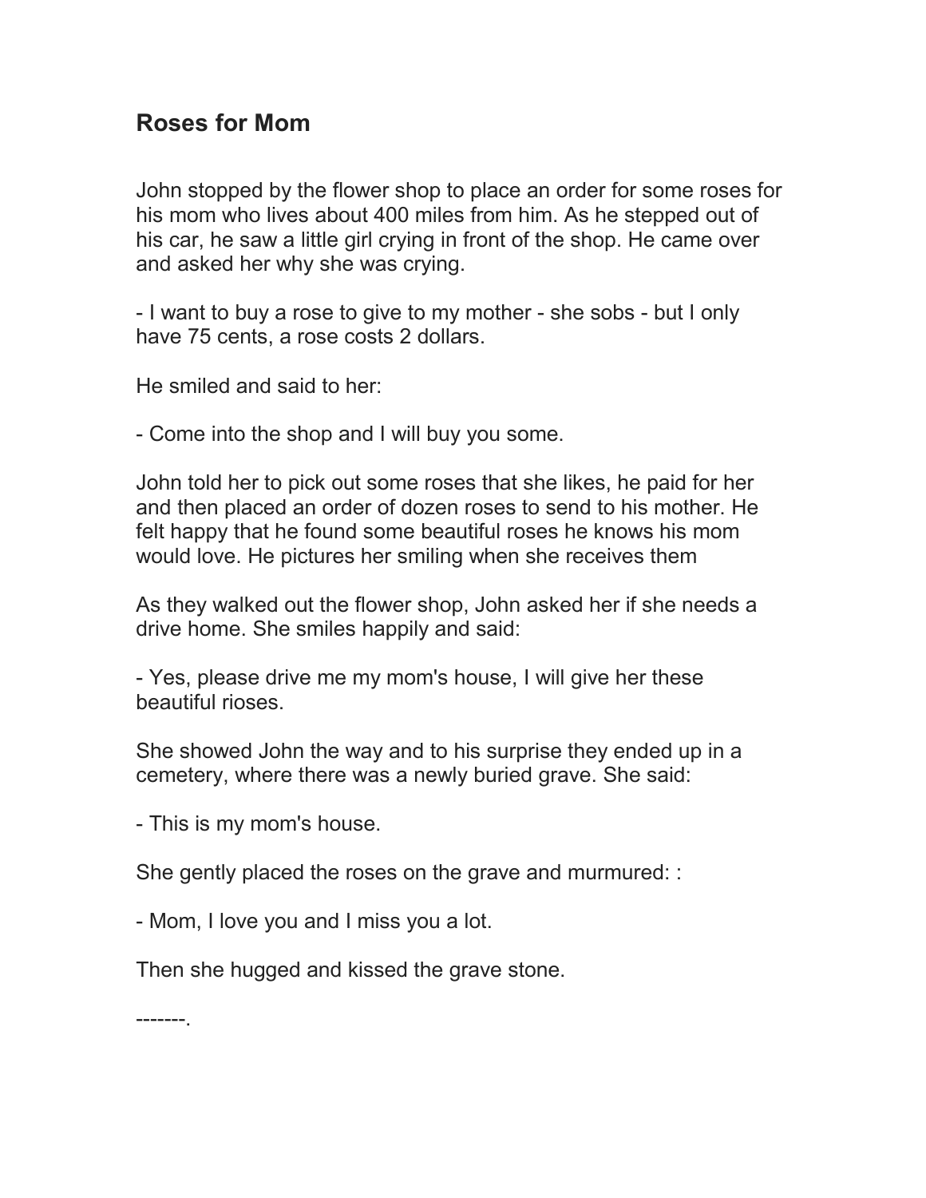## Roses for Mom

John stopped by the flower shop to place an order for some roses for his mom who lives about 400 miles from him. As he stepped out of his car, he saw a little girl crying in front of the shop. He came over and asked her why she was crying.

- I want to buy a rose to give to my mother - she sobs - but I only have 75 cents, a rose costs 2 dollars.

He smiled and said to her:

- Come into the shop and I will buy you some.

John told her to pick out some roses that she likes, he paid for her and then placed an order of dozen roses to send to his mother. He felt happy that he found some beautiful roses he knows his mom would love. He pictures her smiling when she receives them

As they walked out the flower shop, John asked her if she needs a drive home. She smiles happily and said:

- Yes, please drive me my mom's house, I will give her these beautiful rioses.

She showed John the way and to his surprise they ended up in a cemetery, where there was a newly buried grave. She said:

- This is my mom's house.

She gently placed the roses on the grave and murmured: :

- Mom, I love you and I miss you a lot.

Then she hugged and kissed the grave stone.

-------.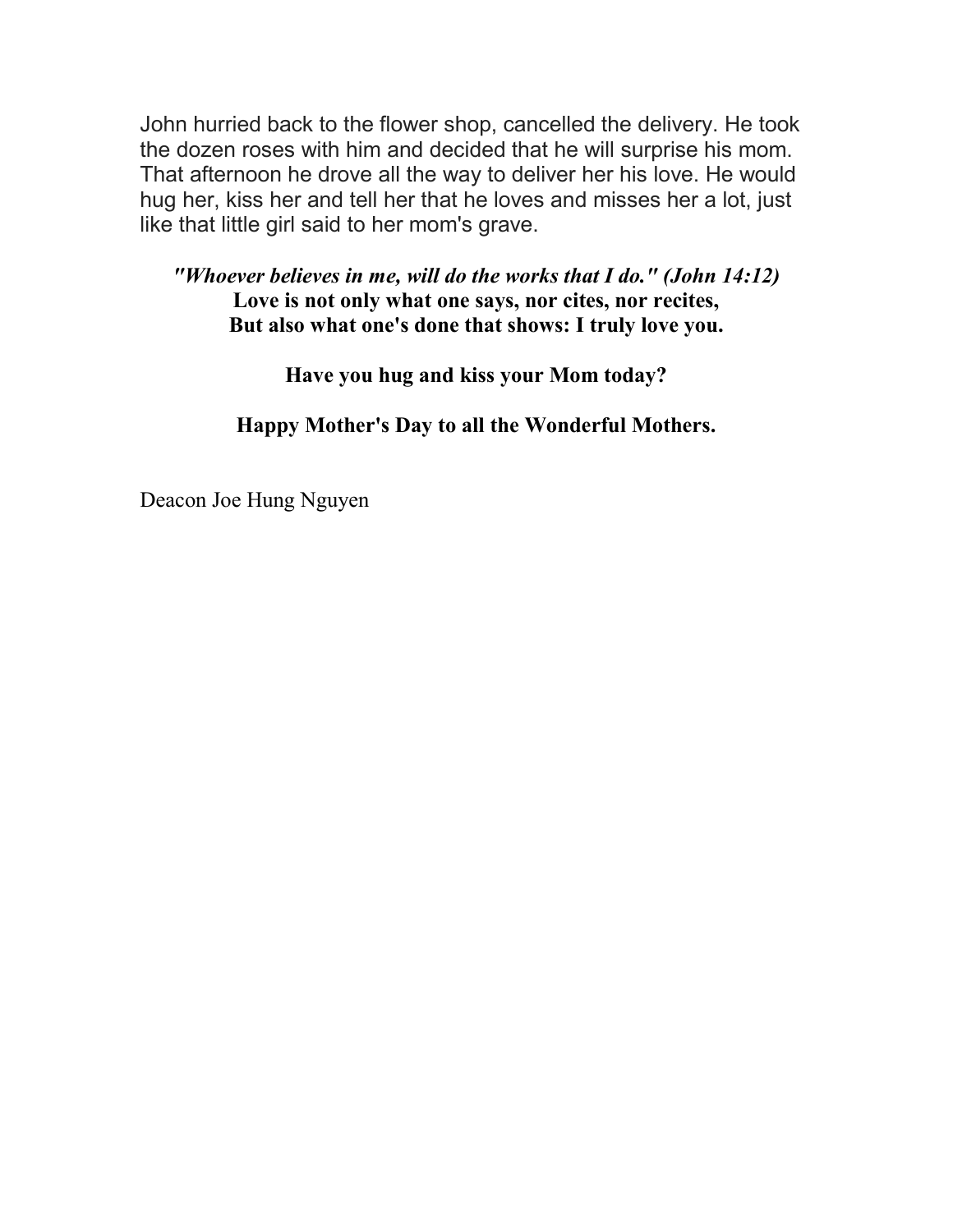John hurried back to the flower shop, cancelled the delivery. He took the dozen roses with him and decided that he will surprise his mom. That afternoon he drove all the way to deliver her his love. He would hug her, kiss her and tell her that he loves and misses her a lot, just like that little girl said to her mom's grave.

***"Whoever believes in me, will do the works that I do." (John 14:12)***
**Love is not only what one says, nor cites, nor recites,**
**But also what one's done that shows: I truly love you.**

**Have you hug and kiss your Mom today?**

**Happy Mother's Day to all the Wonderful Mothers.**

Deacon Joe Hung Nguyen